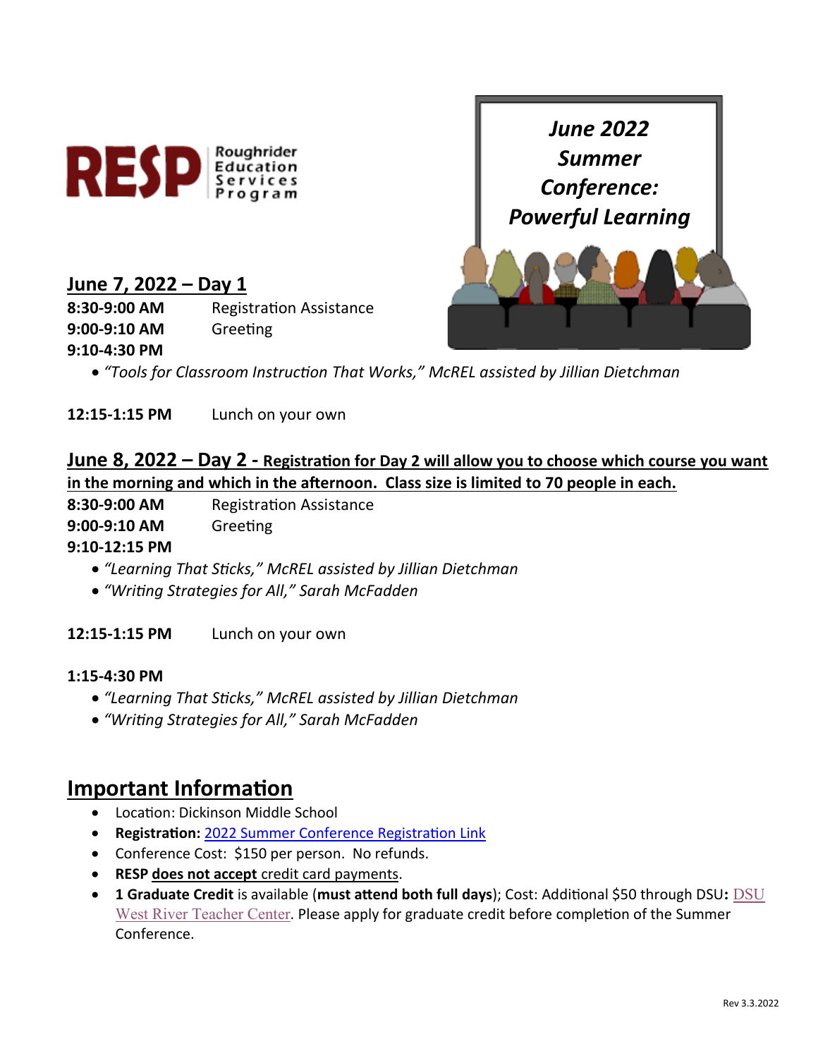**RESP** Roughrider Education Services Program

# June 2022 Summer Conference: Powerful Learning

## June 7, 2022 – Day 1

**8:30-9:00 AM** Registration Assistance

**9:00-9:10 AM** Greeting

**9:10-4:30 PM**

- *"Tools for Classroom Instruction That Works," McREL assisted by Jillian Dietchman*

**12:15-1:15 PM** Lunch on your own

## June 8, 2022 – Day 2 - Registration for Day 2 will allow you to choose which course you want in the morning and which in the afternoon. Class size is limited to 70 people in each.

**8:30-9:00 AM** Registration Assistance

**9:00-9:10 AM** Greeting

**9:10-12:15 PM**

- *"Learning That Sticks," McREL assisted by Jillian Dietchman*
- *"Writing Strategies for All," Sarah McFadden*

**12:15-1:15 PM** Lunch on your own

**1:15-4:30 PM**

- *"Learning That Sticks," McREL assisted by Jillian Dietchman*
- *"Writing Strategies for All," Sarah McFadden*

## Important Information

- Location: Dickinson Middle School
- **Registration:** 2022 Summer Conference Registration Link
- Conference Cost: $150 per person. No refunds.
- **RESP does not accept** credit card payments.
- **1 Graduate Credit** is available (**must attend both full days**); Cost: Additional $50 through DSU**:** DSU West River Teacher Center. Please apply for graduate credit before completion of the Summer Conference.

Rev 3.3.2022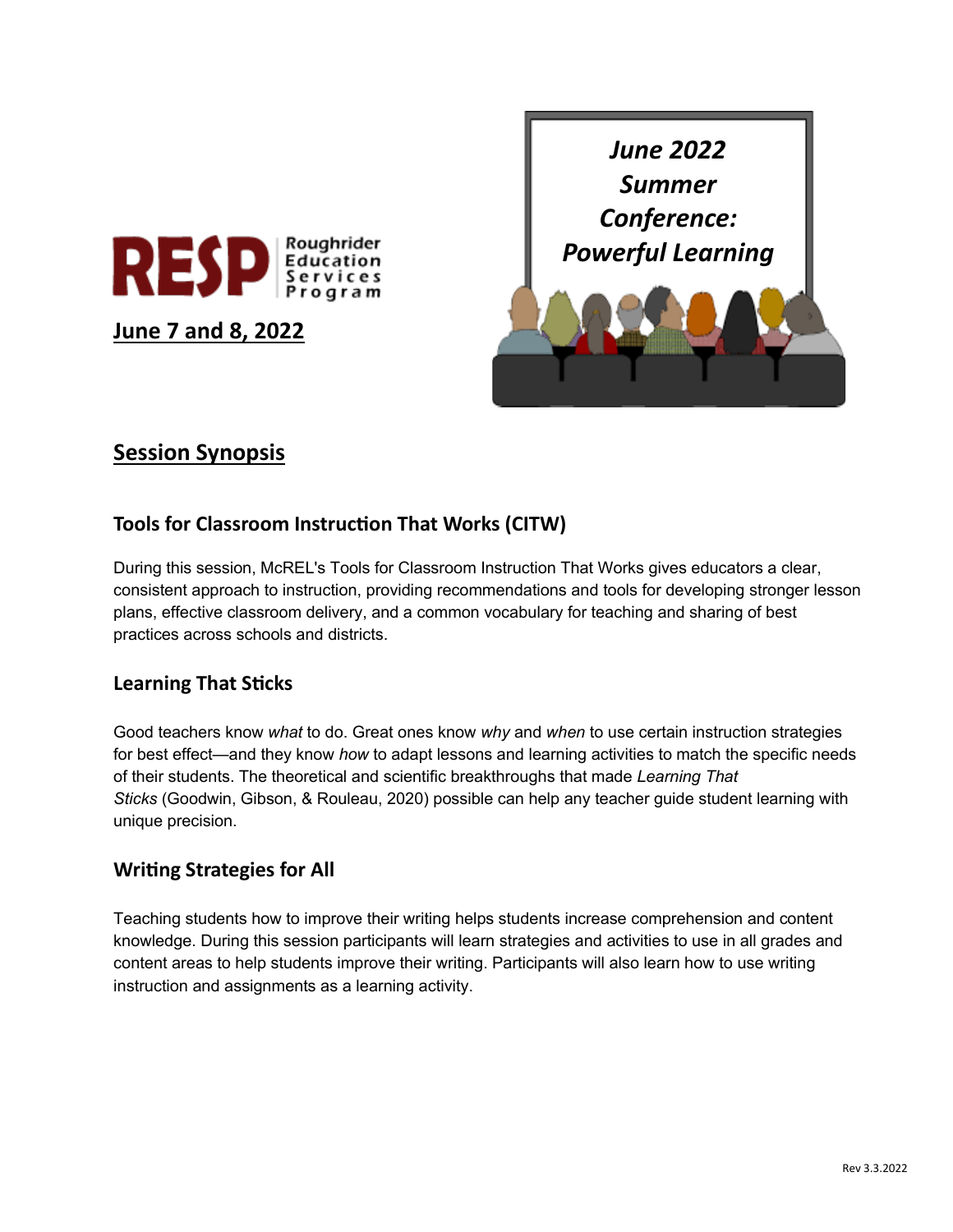RESP Roughrider Education Services Program

**June 7 and 8, 2022**

*June 2022 Summer Conference: Powerful Learning*

## Session Synopsis

### Tools for Classroom Instruction That Works (CITW)

During this session, McREL's Tools for Classroom Instruction That Works gives educators a clear, consistent approach to instruction, providing recommendations and tools for developing stronger lesson plans, effective classroom delivery, and a common vocabulary for teaching and sharing of best practices across schools and districts.

### Learning That Sticks

Good teachers know *what* to do. Great ones know *why* and *when* to use certain instruction strategies for best effect—and they know *how* to adapt lessons and learning activities to match the specific needs of their students. The theoretical and scientific breakthroughs that made *Learning That Sticks* (Goodwin, Gibson, & Rouleau, 2020) possible can help any teacher guide student learning with unique precision.

### Writing Strategies for All

Teaching students how to improve their writing helps students increase comprehension and content knowledge. During this session participants will learn strategies and activities to use in all grades and content areas to help students improve their writing. Participants will also learn how to use writing instruction and assignments as a learning activity.

Rev 3.3.2022